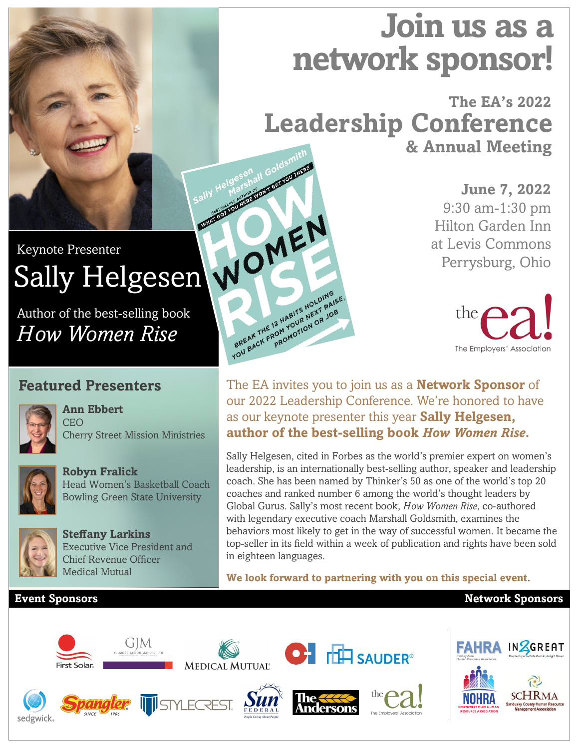# Join us as a network sponsor!

## The EA's 2022 Leadership Conference & Annual Meeting

**June 7, 2022**
9:30 am-1:30 pm
Hilton Garden Inn
at Levis Commons
Perrysburg, Ohio

the ea! The Employers' Association

Keynote Presenter

## Sally Helgesen

Author of the best-selling book *How Women Rise*

Sally Helgesen, Marshall Goldsmith — Bestselling author of What Got You Here Won't Get You There — HOW WOMEN RISE — Break the 12 habits holding you back from your next raise, promotion or job

### Featured Presenters

**Ann Ebbert**
CEO
Cherry Street Mission Ministries

**Robyn Fralick**
Head Women's Basketball Coach
Bowling Green State University

**Steffany Larkins**
Executive Vice President and Chief Revenue Officer
Medical Mutual

The EA invites you to join us as a **Network Sponsor** of our 2022 Leadership Conference. We're honored to have as our keynote presenter this year **Sally Helgesen, author of the best-selling book *How Women Rise*.**

Sally Helgesen, cited in Forbes as the world's premier expert on women's leadership, is an internationally best-selling author, speaker and leadership coach. She has been named by Thinker's 50 as one of the world's top 20 coaches and ranked number 6 among the world's thought leaders by Global Gurus. Sally's most recent book, *How Women Rise*, co-authored with legendary executive coach Marshall Goldsmith, examines the behaviors most likely to get in the way of successful women. It became the top-seller in its field within a week of publication and rights have been sold in eighteen languages.

**We look forward to partnering with you on this special event.**

**Event Sponsors**

First Solar, GJM Gilmore Jasion Mahler, LTD, Medical Mutual, O-I, Sauder, sedgwick, Spangler Since 1906, Stylecrest, Sun Federal, The Andersons, the ea! The Employers' Association

**Network Sponsors**

FAHRA Findlay Area Human Resource Association, IN2GREAT People Experts • Data Centric • Insight Driven, NOHRA Northwest Ohio Human Resource Association, SCHRMA Sandusky County Human Resource Management Association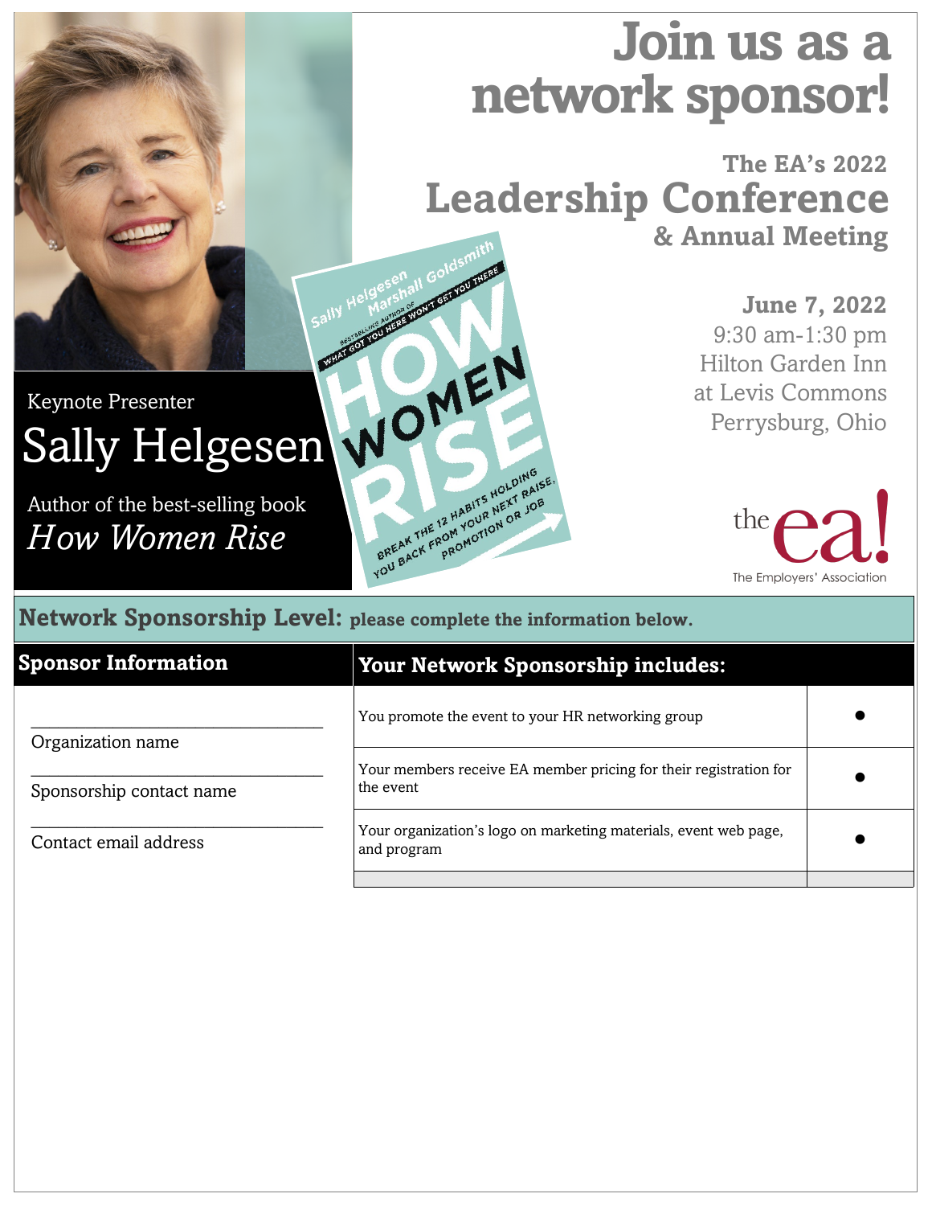# Join us as a network sponsor!

## The EA's 2022 Leadership Conference & Annual Meeting

**June 7, 2022**
9:30 am-1:30 pm
Hilton Garden Inn
at Levis Commons
Perrysburg, Ohio

Keynote Presenter
**Sally Helgesen**

Author of the best-selling book
*How Women Rise*

the ea!
The Employers' Association

**Network Sponsorship Level:** **please complete the information below.**

**Sponsor Information**

\_\_\_\_\_\_\_\_\_\_\_\_\_\_\_\_\_\_\_\_\_\_\_\_\_\_\_\_
Organization name

\_\_\_\_\_\_\_\_\_\_\_\_\_\_\_\_\_\_\_\_\_\_\_\_\_\_\_\_
Sponsorship contact name

\_\_\_\_\_\_\_\_\_\_\_\_\_\_\_\_\_\_\_\_\_\_\_\_\_\_\_\_
Contact email address

| Your Network Sponsorship includes: | |
|---|---|
| You promote the event to your HR networking group | ● |
| Your members receive EA member pricing for their registration for the event | ● |
| Your organization's logo on marketing materials, event web page, and program | ● |